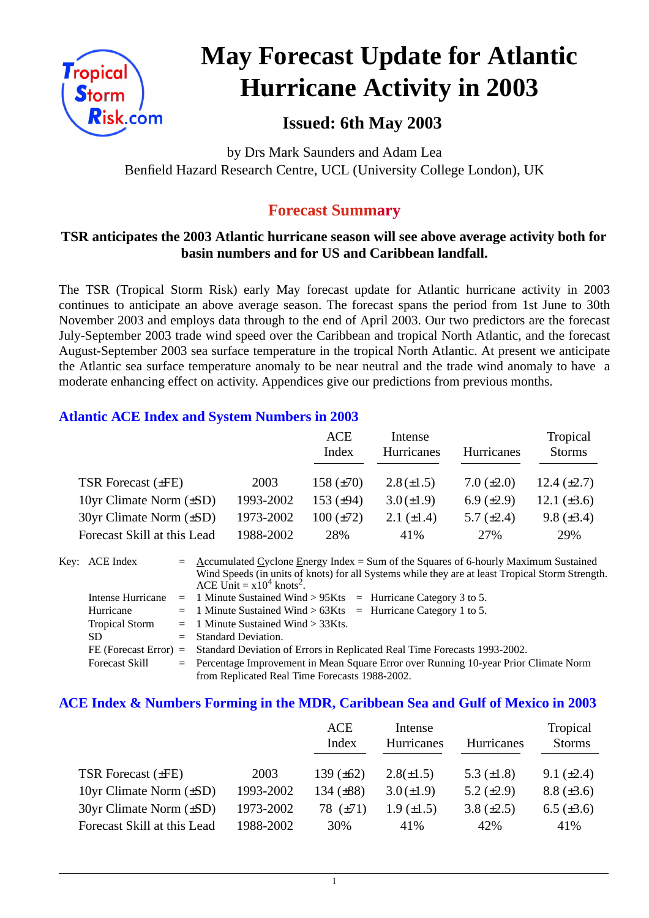# May Forecast Update for Atlantic Hurricane Activity in 2003

## Issued: 6th May 2003

by Drs Mark Saunders and Adam Lea
Benfield Hazard Research Centre, UCL (University College London), UK

## Forecast Summary

**TSR anticipates the 2003 Atlantic hurricane season will see above average activity both for basin numbers and for US and Caribbean landfall.**

The TSR (Tropical Storm Risk) early May forecast update for Atlantic hurricane activity in 2003 continues to anticipate an above average season. The forecast spans the period from 1st June to 30th November 2003 and employs data through to the end of April 2003. Our two predictors are the forecast July-September 2003 trade wind speed over the Caribbean and tropical North Atlantic, and the forecast August-September 2003 sea surface temperature in the tropical North Atlantic. At present we anticipate the Atlantic sea surface temperature anomaly to be near neutral and the trade wind anomaly to have a moderate enhancing effect on activity. Appendices give our predictions from previous months.

### Atlantic ACE Index and System Numbers in 2003

| | | ACE Index | Intense Hurricanes | Hurricanes | Tropical Storms |
|---|---|---|---|---|---|
| TSR Forecast (±FE) | 2003 | 158 (±70) | 2.8 (±1.5) | 7.0 (±2.0) | 12.4 (±2.7) |
| 10yr Climate Norm (±SD) | 1993-2002 | 153 (±94) | 3.0 (±1.9) | 6.9 (±2.9) | 12.1 (±3.6) |
| 30yr Climate Norm (±SD) | 1973-2002 | 100 (±72) | 2.1 (±1.4) | 5.7 (±2.4) | 9.8 (±3.4) |
| Forecast Skill at this Lead | 1988-2002 | 28% | 41% | 27% | 29% |

Key:
- ACE Index = Accumulated Cyclone Energy Index = Sum of the Squares of 6-hourly Maximum Sustained Wind Speeds (in units of knots) for all Systems while they are at least Tropical Storm Strength. ACE Unit = $x10^4$ $knots^2$.
- Intense Hurricane = 1 Minute Sustained Wind > 95Kts = Hurricane Category 3 to 5.
- Hurricane = 1 Minute Sustained Wind > 63Kts = Hurricane Category 1 to 5.
- Tropical Storm = 1 Minute Sustained Wind > 33Kts.
- SD = Standard Deviation.
- FE (Forecast Error) = Standard Deviation of Errors in Replicated Real Time Forecasts 1993-2002.
- Forecast Skill = Percentage Improvement in Mean Square Error over Running 10-year Prior Climate Norm from Replicated Real Time Forecasts 1988-2002.

### ACE Index & Numbers Forming in the MDR, Caribbean Sea and Gulf of Mexico in 2003

| | | ACE Index | Intense Hurricanes | Hurricanes | Tropical Storms |
|---|---|---|---|---|---|
| TSR Forecast (±FE) | 2003 | 139 (±62) | 2.8(±1.5) | 5.3 (±1.8) | 9.1 (±2.4) |
| 10yr Climate Norm (±SD) | 1993-2002 | 134 (±88) | 3.0 (±1.9) | 5.2 (±2.9) | 8.8 (±3.6) |
| 30yr Climate Norm (±SD) | 1973-2002 | 78 (±71) | 1.9 (±1.5) | 3.8 (±2.5) | 6.5 (±3.6) |
| Forecast Skill at this Lead | 1988-2002 | 30% | 41% | 42% | 41% |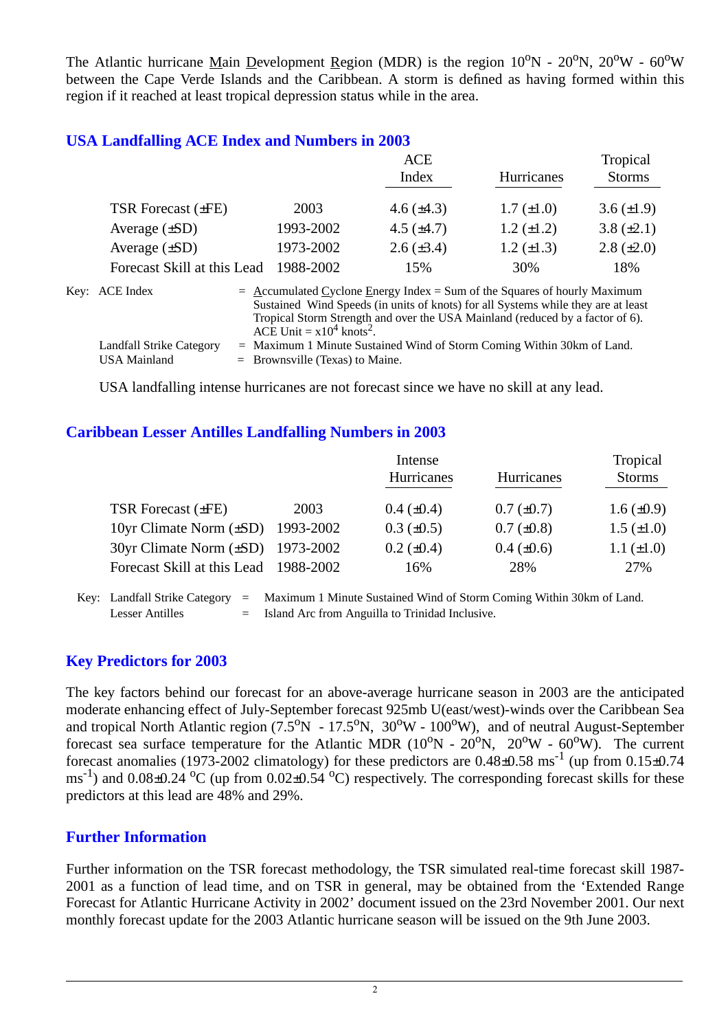The Atlantic hurricane Main Development Region (MDR) is the region $10^{o}$N - $20^{o}$N, $20^{o}$W - $60^{o}$W between the Cape Verde Islands and the Caribbean. A storm is defined as having formed within this region if it reached at least tropical depression status while in the area.

## USA Landfalling ACE Index and Numbers in 2003

| | | ACE Index | Hurricanes | Tropical Storms |
|---|---|---|---|---|
| TSR Forecast (±FE) | 2003 | 4.6 (±4.3) | 1.7 (±1.0) | 3.6 (±1.9) |
| Average (±SD) | 1993-2002 | 4.5 (±4.7) | 1.2 (±1.2) | 3.8 (±2.1) |
| Average (±SD) | 1973-2002 | 2.6 (±3.4) | 1.2 (±1.3) | 2.8 (±2.0) |
| Forecast Skill at this Lead | 1988-2002 | 15% | 30% | 18% |

Key: ACE Index = Accumulated Cyclone Energy Index = Sum of the Squares of hourly Maximum Sustained Wind Speeds (in units of knots) for all Systems while they are at least Tropical Storm Strength and over the USA Mainland (reduced by a factor of 6). ACE Unit = $x10^{4}$ $knots^{2}$.

Landfall Strike Category = Maximum 1 Minute Sustained Wind of Storm Coming Within 30km of Land.

USA Mainland = Brownsville (Texas) to Maine.

USA landfalling intense hurricanes are not forecast since we have no skill at any lead.

## Caribbean Lesser Antilles Landfalling Numbers in 2003

| | | Intense Hurricanes | Hurricanes | Tropical Storms |
|---|---|---|---|---|
| TSR Forecast (±FE) | 2003 | 0.4 (±0.4) | 0.7 (±0.7) | 1.6 (±0.9) |
| 10yr Climate Norm (±SD) | 1993-2002 | 0.3 (±0.5) | 0.7 (±0.8) | 1.5 (±1.0) |
| 30yr Climate Norm (±SD) | 1973-2002 | 0.2 (±0.4) | 0.4 (±0.6) | 1.1 (±1.0) |
| Forecast Skill at this Lead | 1988-2002 | 16% | 28% | 27% |

Key: Landfall Strike Category = Maximum 1 Minute Sustained Wind of Storm Coming Within 30km of Land.

Lesser Antilles = Island Arc from Anguilla to Trinidad Inclusive.

## Key Predictors for 2003

The key factors behind our forecast for an above-average hurricane season in 2003 are the anticipated moderate enhancing effect of July-September forecast 925mb U(east/west)-winds over the Caribbean Sea and tropical North Atlantic region ($7.5^{o}$N - $17.5^{o}$N, $30^{o}$W - $100^{o}$W), and of neutral August-September forecast sea surface temperature for the Atlantic MDR ($10^{o}$N - $20^{o}$N, $20^{o}$W - $60^{o}$W). The current forecast anomalies (1973-2002 climatology) for these predictors are 0.48±0.58 $ms^{-1}$ (up from 0.15±0.74 $ms^{-1}$) and 0.08±0.24 $^{o}$C (up from 0.02±0.54 $^{o}$C) respectively. The corresponding forecast skills for these predictors at this lead are 48% and 29%.

## Further Information

Further information on the TSR forecast methodology, the TSR simulated real-time forecast skill 1987-2001 as a function of lead time, and on TSR in general, may be obtained from the 'Extended Range Forecast for Atlantic Hurricane Activity in 2002' document issued on the 23rd November 2001. Our next monthly forecast update for the 2003 Atlantic hurricane season will be issued on the 9th June 2003.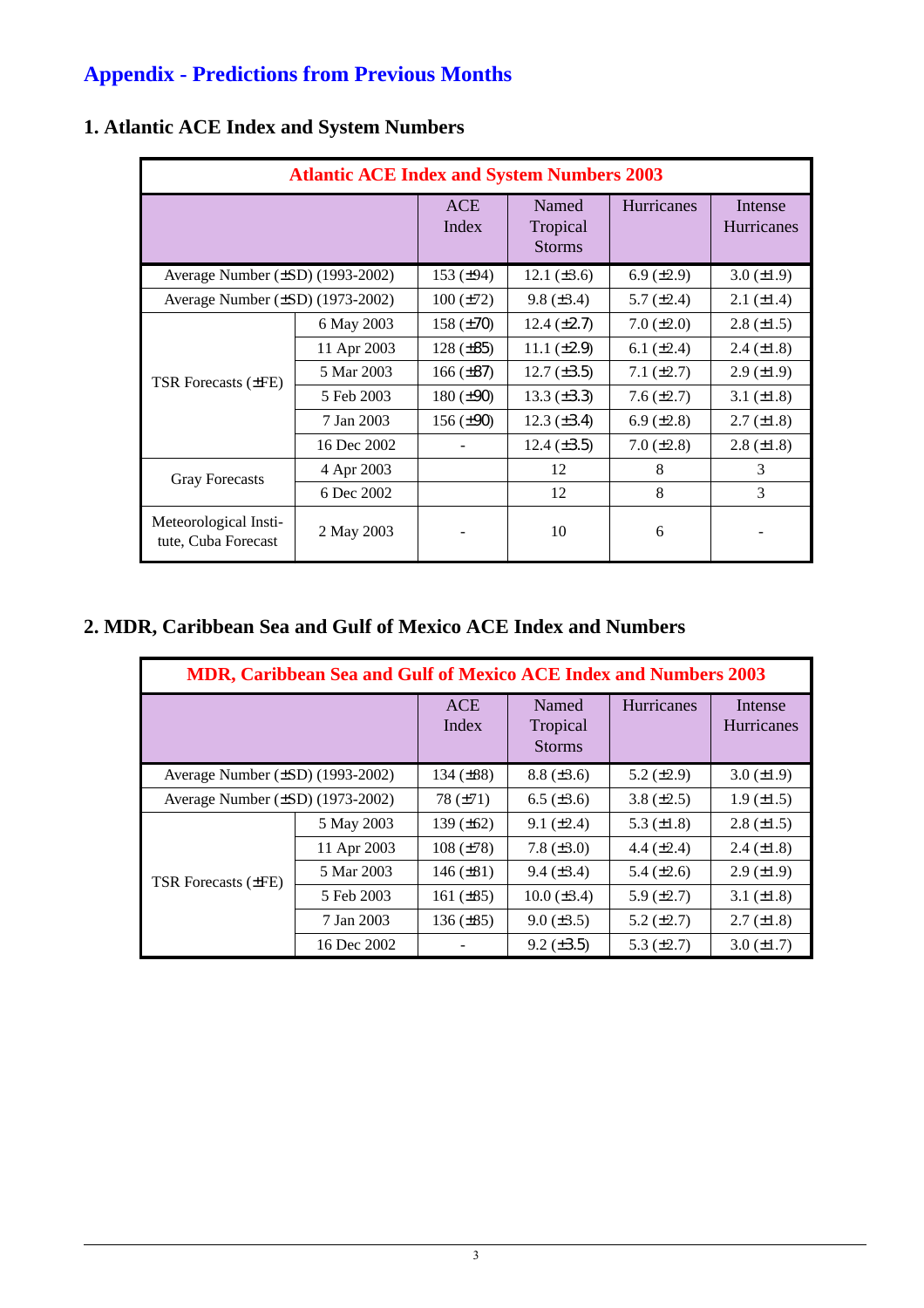# Appendix - Predictions from Previous Months

## 1. Atlantic ACE Index and System Numbers

| Atlantic ACE Index and System Numbers 2003 | | | | | |
|---|---|---|---|---|---|
| | | ACE Index | Named Tropical Storms | Hurricanes | Intense Hurricanes |
| Average Number (±SD) (1993-2002) | | 153 (±94) | 12.1 (±3.6) | 6.9 (±2.9) | 3.0 (±1.9) |
| Average Number (±SD) (1973-2002) | | 100 (±72) | 9.8 (±3.4) | 5.7 (±2.4) | 2.1 (±1.4) |
| TSR Forecasts (±FE) | 6 May 2003 | 158 (±70) | 12.4 (±2.7) | 7.0 (±2.0) | 2.8 (±1.5) |
| | 11 Apr 2003 | 128 (±85) | 11.1 (±2.9) | 6.1 (±2.4) | 2.4 (±1.8) |
| | 5 Mar 2003 | 166 (±87) | 12.7 (±3.5) | 7.1 (±2.7) | 2.9 (±1.9) |
| | 5 Feb 2003 | 180 (±90) | 13.3 (±3.3) | 7.6 (±2.7) | 3.1 (±1.8) |
| | 7 Jan 2003 | 156 (±90) | 12.3 (±3.4) | 6.9 (±2.8) | 2.7 (±1.8) |
| | 16 Dec 2002 | - | 12.4 (±3.5) | 7.0 (±2.8) | 2.8 (±1.8) |
| Gray Forecasts | 4 Apr 2003 | | 12 | 8 | 3 |
| | 6 Dec 2002 | | 12 | 8 | 3 |
| Meteorological Institute, Cuba Forecast | 2 May 2003 | - | 10 | 6 | - |

## 2. MDR, Caribbean Sea and Gulf of Mexico ACE Index and Numbers

| MDR, Caribbean Sea and Gulf of Mexico ACE Index and Numbers 2003 | | | | | |
|---|---|---|---|---|---|
| | | ACE Index | Named Tropical Storms | Hurricanes | Intense Hurricanes |
| Average Number (±SD) (1993-2002) | | 134 (±88) | 8.8 (±3.6) | 5.2 (±2.9) | 3.0 (±1.9) |
| Average Number (±SD) (1973-2002) | | 78 (±71) | 6.5 (±3.6) | 3.8 (±2.5) | 1.9 (±1.5) |
| TSR Forecasts (±FE) | 5 May 2003 | 139 (±62) | 9.1 (±2.4) | 5.3 (±1.8) | 2.8 (±1.5) |
| | 11 Apr 2003 | 108 (±78) | 7.8 (±3.0) | 4.4 (±2.4) | 2.4 (±1.8) |
| | 5 Mar 2003 | 146 (±81) | 9.4 (±3.4) | 5.4 (±2.6) | 2.9 (±1.9) |
| | 5 Feb 2003 | 161 (±85) | 10.0 (±3.4) | 5.9 (±2.7) | 3.1 (±1.8) |
| | 7 Jan 2003 | 136 (±85) | 9.0 (±3.5) | 5.2 (±2.7) | 2.7 (±1.8) |
| | 16 Dec 2002 | - | 9.2 (±3.5) | 5.3 (±2.7) | 3.0 (±1.7) |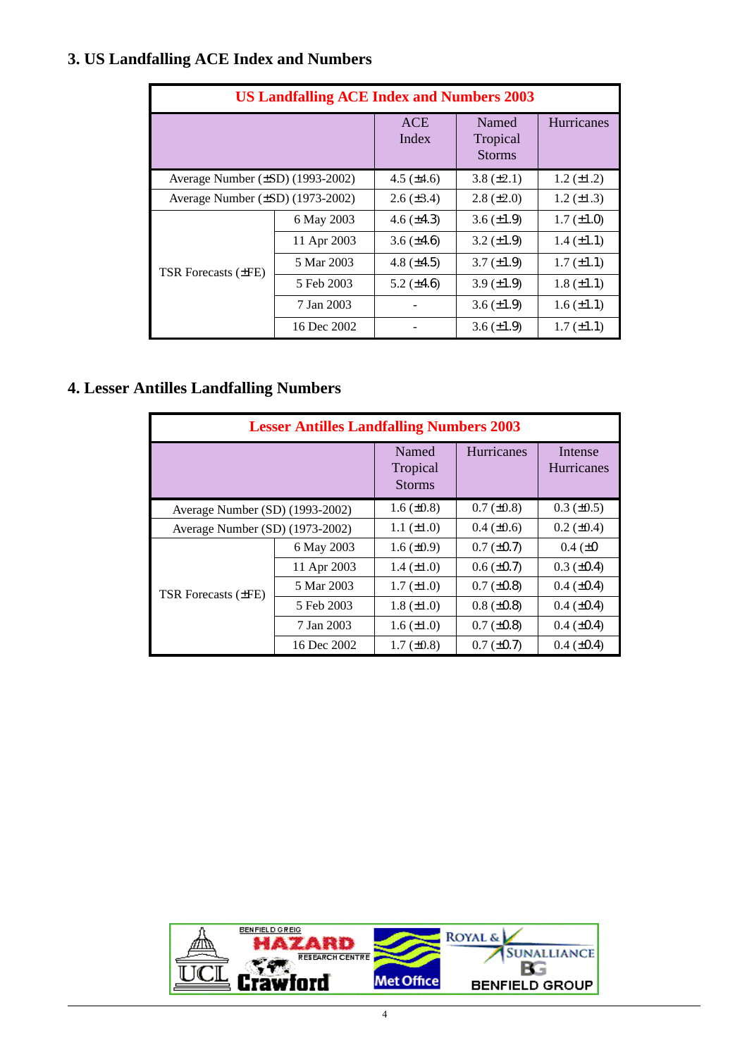## 3. US Landfalling ACE Index and Numbers

| US Landfalling ACE Index and Numbers 2003 | | | | |
|---|---|---|---|---|
| | | ACE Index | Named Tropical Storms | Hurricanes |
| Average Number (±SD) (1993-2002) | | 4.5 (±4.6) | 3.8 (±2.1) | 1.2 (±1.2) |
| Average Number (±SD) (1973-2002) | | 2.6 (±3.4) | 2.8 (±2.0) | 1.2 (±1.3) |
| TSR Forecasts (±FE) | 6 May 2003 | 4.6 (±4.3) | 3.6 (±1.9) | 1.7 (±1.0) |
| | 11 Apr 2003 | 3.6 (±4.6) | 3.2 (±1.9) | 1.4 (±1.1) |
| | 5 Mar 2003 | 4.8 (±4.5) | 3.7 (±1.9) | 1.7 (±1.1) |
| | 5 Feb 2003 | 5.2 (±4.6) | 3.9 (±1.9) | 1.8 (±1.1) |
| | 7 Jan 2003 | - | 3.6 (±1.9) | 1.6 (±1.1) |
| | 16 Dec 2002 | - | 3.6 (±1.9) | 1.7 (±1.1) |

## 4. Lesser Antilles Landfalling Numbers

| Lesser Antilles Landfalling Numbers 2003 | | | | |
|---|---|---|---|---|
| | | Named Tropical Storms | Hurricanes | Intense Hurricanes |
| Average Number (SD) (1993-2002) | | 1.6 (±0.8) | 0.7 (±0.8) | 0.3 (±0.5) |
| Average Number (SD) (1973-2002) | | 1.1 (±1.0) | 0.4 (±0.6) | 0.2 (±0.4) |
| TSR Forecasts (±FE) | 6 May 2003 | 1.6 (±0.9) | 0.7 (±0.7) | 0.4 (±0 |
| | 11 Apr 2003 | 1.4 (±1.0) | 0.6 (±0.7) | 0.3 (±0.4) |
| | 5 Mar 2003 | 1.7 (±1.0) | 0.7 (±0.8) | 0.4 (±0.4) |
| | 5 Feb 2003 | 1.8 (±1.0) | 0.8 (±0.8) | 0.4 (±0.4) |
| | 7 Jan 2003 | 1.6 (±1.0) | 0.7 (±0.8) | 0.4 (±0.4) |
| | 16 Dec 2002 | 1.7 (±0.8) | 0.7 (±0.7) | 0.4 (±0.4) |